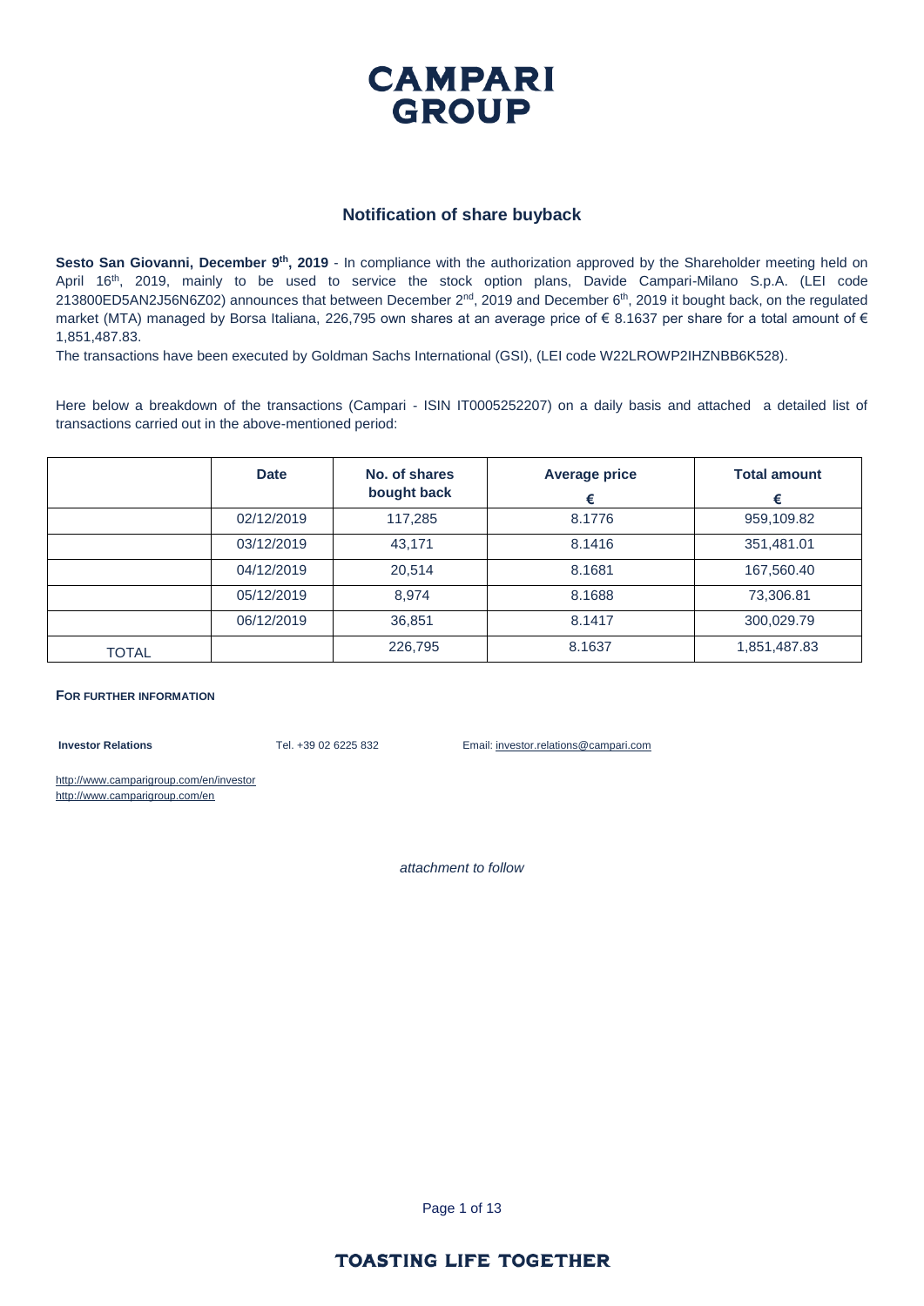# CAMPARI GROUP

## Notification of share buyback

**Sesto San Giovanni, December 9th, 2019** - In compliance with the authorization approved by the Shareholder meeting held on April 16th, 2019, mainly to be used to service the stock option plans, Davide Campari-Milano S.p.A. (LEI code 213800ED5AN2J56N6Z02) announces that between December 2nd, 2019 and December 6th, 2019 it bought back, on the regulated market (MTA) managed by Borsa Italiana, 226,795 own shares at an average price of € 8.1637 per share for a total amount of € 1,851,487.83.

The transactions have been executed by Goldman Sachs International (GSI), (LEI code W22LROWP2IHZNBB6K528).

Here below a breakdown of the transactions (Campari - ISIN IT0005252207) on a daily basis and attached a detailed list of transactions carried out in the above-mentioned period:

| | Date | No. of shares bought back | Average price € | Total amount € |
|---|---|---|---|---|
| | 02/12/2019 | 117,285 | 8.1776 | 959,109.82 |
| | 03/12/2019 | 43,171 | 8.1416 | 351,481.01 |
| | 04/12/2019 | 20,514 | 8.1681 | 167,560.40 |
| | 05/12/2019 | 8,974 | 8.1688 | 73,306.81 |
| | 06/12/2019 | 36,851 | 8.1417 | 300,029.79 |
| TOTAL | | 226,795 | 8.1637 | 1,851,487.83 |

**FOR FURTHER INFORMATION**

**Investor Relations** Tel. +39 02 6225 832 Email: investor.relations@campari.com

http://www.camparigroup.com/en/investor
http://www.camparigroup.com/en

*attachment to follow*

TOASTING LIFE TOGETHER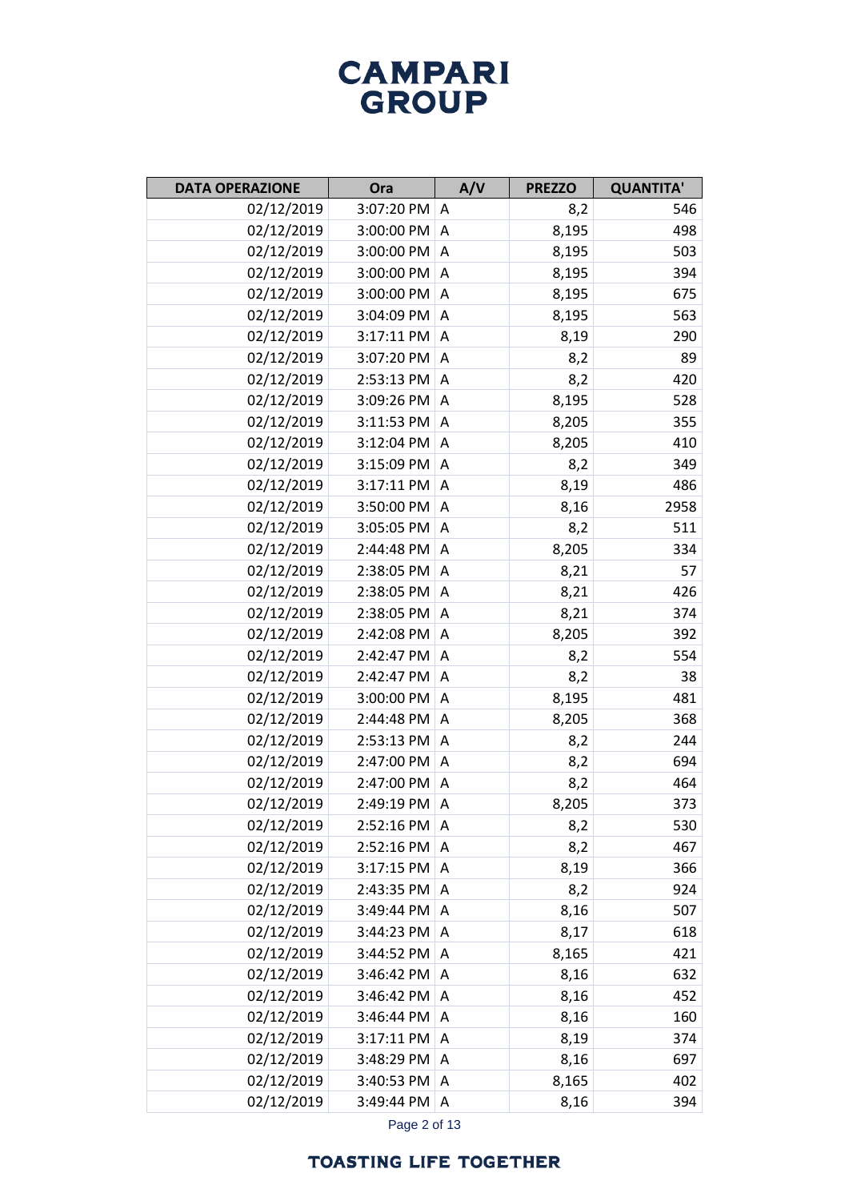| DATA OPERAZIONE | Ora | A/V | PREZZO | QUANTITA' |
|---|---|---|---|---|
| 02/12/2019 | 3:07:20 PM | A | 8,2 | 546 |
| 02/12/2019 | 3:00:00 PM | A | 8,195 | 498 |
| 02/12/2019 | 3:00:00 PM | A | 8,195 | 503 |
| 02/12/2019 | 3:00:00 PM | A | 8,195 | 394 |
| 02/12/2019 | 3:00:00 PM | A | 8,195 | 675 |
| 02/12/2019 | 3:04:09 PM | A | 8,195 | 563 |
| 02/12/2019 | 3:17:11 PM | A | 8,19 | 290 |
| 02/12/2019 | 3:07:20 PM | A | 8,2 | 89 |
| 02/12/2019 | 2:53:13 PM | A | 8,2 | 420 |
| 02/12/2019 | 3:09:26 PM | A | 8,195 | 528 |
| 02/12/2019 | 3:11:53 PM | A | 8,205 | 355 |
| 02/12/2019 | 3:12:04 PM | A | 8,205 | 410 |
| 02/12/2019 | 3:15:09 PM | A | 8,2 | 349 |
| 02/12/2019 | 3:17:11 PM | A | 8,19 | 486 |
| 02/12/2019 | 3:50:00 PM | A | 8,16 | 2958 |
| 02/12/2019 | 3:05:05 PM | A | 8,2 | 511 |
| 02/12/2019 | 2:44:48 PM | A | 8,205 | 334 |
| 02/12/2019 | 2:38:05 PM | A | 8,21 | 57 |
| 02/12/2019 | 2:38:05 PM | A | 8,21 | 426 |
| 02/12/2019 | 2:38:05 PM | A | 8,21 | 374 |
| 02/12/2019 | 2:42:08 PM | A | 8,205 | 392 |
| 02/12/2019 | 2:42:47 PM | A | 8,2 | 554 |
| 02/12/2019 | 2:42:47 PM | A | 8,2 | 38 |
| 02/12/2019 | 3:00:00 PM | A | 8,195 | 481 |
| 02/12/2019 | 2:44:48 PM | A | 8,205 | 368 |
| 02/12/2019 | 2:53:13 PM | A | 8,2 | 244 |
| 02/12/2019 | 2:47:00 PM | A | 8,2 | 694 |
| 02/12/2019 | 2:47:00 PM | A | 8,2 | 464 |
| 02/12/2019 | 2:49:19 PM | A | 8,205 | 373 |
| 02/12/2019 | 2:52:16 PM | A | 8,2 | 530 |
| 02/12/2019 | 2:52:16 PM | A | 8,2 | 467 |
| 02/12/2019 | 3:17:15 PM | A | 8,19 | 366 |
| 02/12/2019 | 2:43:35 PM | A | 8,2 | 924 |
| 02/12/2019 | 3:49:44 PM | A | 8,16 | 507 |
| 02/12/2019 | 3:44:23 PM | A | 8,17 | 618 |
| 02/12/2019 | 3:44:52 PM | A | 8,165 | 421 |
| 02/12/2019 | 3:46:42 PM | A | 8,16 | 632 |
| 02/12/2019 | 3:46:42 PM | A | 8,16 | 452 |
| 02/12/2019 | 3:46:44 PM | A | 8,16 | 160 |
| 02/12/2019 | 3:17:11 PM | A | 8,19 | 374 |
| 02/12/2019 | 3:48:29 PM | A | 8,16 | 697 |
| 02/12/2019 | 3:40:53 PM | A | 8,165 | 402 |
| 02/12/2019 | 3:49:44 PM | A | 8,16 | 394 |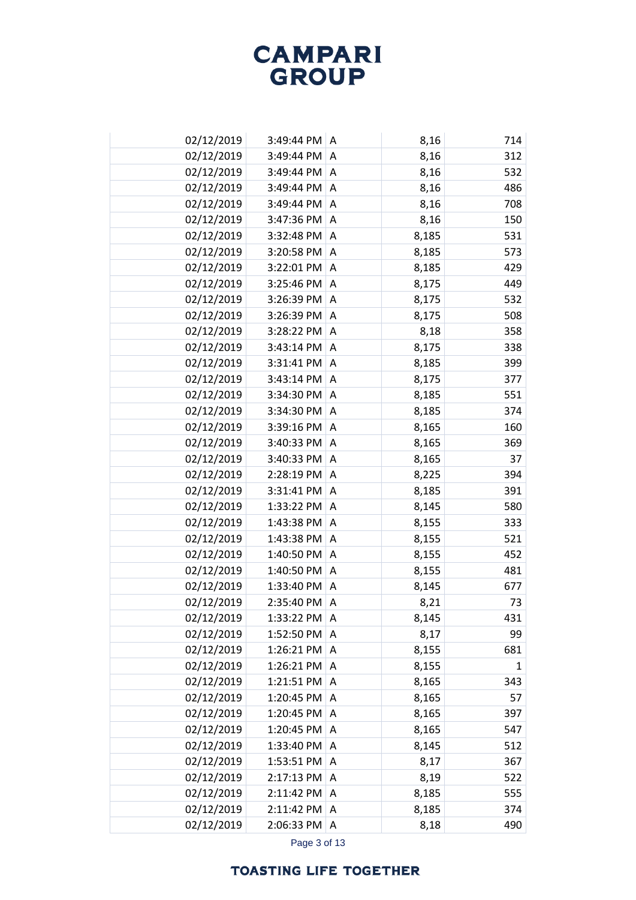| | | | | |
|---|---|---|---|---|
| 02/12/2019 | 3:49:44 PM | A | 8,16 | 714 |
| 02/12/2019 | 3:49:44 PM | A | 8,16 | 312 |
| 02/12/2019 | 3:49:44 PM | A | 8,16 | 532 |
| 02/12/2019 | 3:49:44 PM | A | 8,16 | 486 |
| 02/12/2019 | 3:49:44 PM | A | 8,16 | 708 |
| 02/12/2019 | 3:47:36 PM | A | 8,16 | 150 |
| 02/12/2019 | 3:32:48 PM | A | 8,185 | 531 |
| 02/12/2019 | 3:20:58 PM | A | 8,185 | 573 |
| 02/12/2019 | 3:22:01 PM | A | 8,185 | 429 |
| 02/12/2019 | 3:25:46 PM | A | 8,175 | 449 |
| 02/12/2019 | 3:26:39 PM | A | 8,175 | 532 |
| 02/12/2019 | 3:26:39 PM | A | 8,175 | 508 |
| 02/12/2019 | 3:28:22 PM | A | 8,18 | 358 |
| 02/12/2019 | 3:43:14 PM | A | 8,175 | 338 |
| 02/12/2019 | 3:31:41 PM | A | 8,185 | 399 |
| 02/12/2019 | 3:43:14 PM | A | 8,175 | 377 |
| 02/12/2019 | 3:34:30 PM | A | 8,185 | 551 |
| 02/12/2019 | 3:34:30 PM | A | 8,185 | 374 |
| 02/12/2019 | 3:39:16 PM | A | 8,165 | 160 |
| 02/12/2019 | 3:40:33 PM | A | 8,165 | 369 |
| 02/12/2019 | 3:40:33 PM | A | 8,165 | 37 |
| 02/12/2019 | 2:28:19 PM | A | 8,225 | 394 |
| 02/12/2019 | 3:31:41 PM | A | 8,185 | 391 |
| 02/12/2019 | 1:33:22 PM | A | 8,145 | 580 |
| 02/12/2019 | 1:43:38 PM | A | 8,155 | 333 |
| 02/12/2019 | 1:43:38 PM | A | 8,155 | 521 |
| 02/12/2019 | 1:40:50 PM | A | 8,155 | 452 |
| 02/12/2019 | 1:40:50 PM | A | 8,155 | 481 |
| 02/12/2019 | 1:33:40 PM | A | 8,145 | 677 |
| 02/12/2019 | 2:35:40 PM | A | 8,21 | 73 |
| 02/12/2019 | 1:33:22 PM | A | 8,145 | 431 |
| 02/12/2019 | 1:52:50 PM | A | 8,17 | 99 |
| 02/12/2019 | 1:26:21 PM | A | 8,155 | 681 |
| 02/12/2019 | 1:26:21 PM | A | 8,155 | 1 |
| 02/12/2019 | 1:21:51 PM | A | 8,165 | 343 |
| 02/12/2019 | 1:20:45 PM | A | 8,165 | 57 |
| 02/12/2019 | 1:20:45 PM | A | 8,165 | 397 |
| 02/12/2019 | 1:20:45 PM | A | 8,165 | 547 |
| 02/12/2019 | 1:33:40 PM | A | 8,145 | 512 |
| 02/12/2019 | 1:53:51 PM | A | 8,17 | 367 |
| 02/12/2019 | 2:17:13 PM | A | 8,19 | 522 |
| 02/12/2019 | 2:11:42 PM | A | 8,185 | 555 |
| 02/12/2019 | 2:11:42 PM | A | 8,185 | 374 |
| 02/12/2019 | 2:06:33 PM | A | 8,18 | 490 |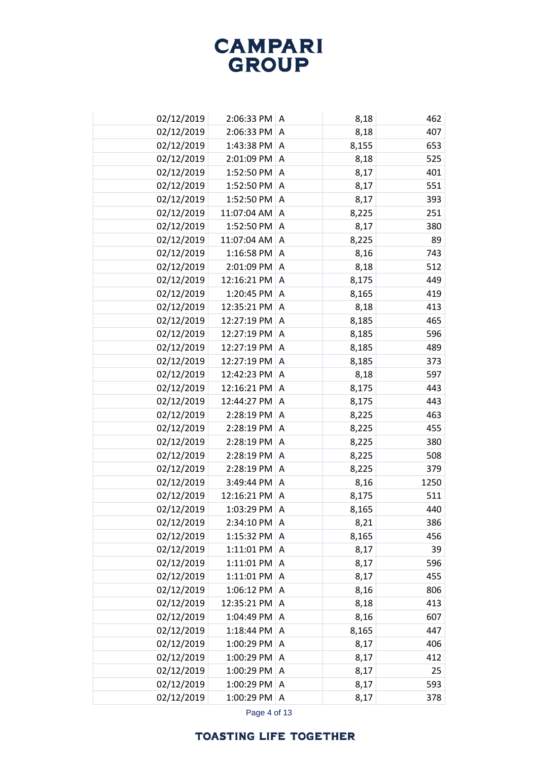| | | | | | |
|---|---|---|---|---|---|
| | 02/12/2019 | 2:06:33 PM | A | 8,18 | 462 |
| | 02/12/2019 | 2:06:33 PM | A | 8,18 | 407 |
| | 02/12/2019 | 1:43:38 PM | A | 8,155 | 653 |
| | 02/12/2019 | 2:01:09 PM | A | 8,18 | 525 |
| | 02/12/2019 | 1:52:50 PM | A | 8,17 | 401 |
| | 02/12/2019 | 1:52:50 PM | A | 8,17 | 551 |
| | 02/12/2019 | 1:52:50 PM | A | 8,17 | 393 |
| | 02/12/2019 | 11:07:04 AM | A | 8,225 | 251 |
| | 02/12/2019 | 1:52:50 PM | A | 8,17 | 380 |
| | 02/12/2019 | 11:07:04 AM | A | 8,225 | 89 |
| | 02/12/2019 | 1:16:58 PM | A | 8,16 | 743 |
| | 02/12/2019 | 2:01:09 PM | A | 8,18 | 512 |
| | 02/12/2019 | 12:16:21 PM | A | 8,175 | 449 |
| | 02/12/2019 | 1:20:45 PM | A | 8,165 | 419 |
| | 02/12/2019 | 12:35:21 PM | A | 8,18 | 413 |
| | 02/12/2019 | 12:27:19 PM | A | 8,185 | 465 |
| | 02/12/2019 | 12:27:19 PM | A | 8,185 | 596 |
| | 02/12/2019 | 12:27:19 PM | A | 8,185 | 489 |
| | 02/12/2019 | 12:27:19 PM | A | 8,185 | 373 |
| | 02/12/2019 | 12:42:23 PM | A | 8,18 | 597 |
| | 02/12/2019 | 12:16:21 PM | A | 8,175 | 443 |
| | 02/12/2019 | 12:44:27 PM | A | 8,175 | 443 |
| | 02/12/2019 | 2:28:19 PM | A | 8,225 | 463 |
| | 02/12/2019 | 2:28:19 PM | A | 8,225 | 455 |
| | 02/12/2019 | 2:28:19 PM | A | 8,225 | 380 |
| | 02/12/2019 | 2:28:19 PM | A | 8,225 | 508 |
| | 02/12/2019 | 2:28:19 PM | A | 8,225 | 379 |
| | 02/12/2019 | 3:49:44 PM | A | 8,16 | 1250 |
| | 02/12/2019 | 12:16:21 PM | A | 8,175 | 511 |
| | 02/12/2019 | 1:03:29 PM | A | 8,165 | 440 |
| | 02/12/2019 | 2:34:10 PM | A | 8,21 | 386 |
| | 02/12/2019 | 1:15:32 PM | A | 8,165 | 456 |
| | 02/12/2019 | 1:11:01 PM | A | 8,17 | 39 |
| | 02/12/2019 | 1:11:01 PM | A | 8,17 | 596 |
| | 02/12/2019 | 1:11:01 PM | A | 8,17 | 455 |
| | 02/12/2019 | 1:06:12 PM | A | 8,16 | 806 |
| | 02/12/2019 | 12:35:21 PM | A | 8,18 | 413 |
| | 02/12/2019 | 1:04:49 PM | A | 8,16 | 607 |
| | 02/12/2019 | 1:18:44 PM | A | 8,165 | 447 |
| | 02/12/2019 | 1:00:29 PM | A | 8,17 | 406 |
| | 02/12/2019 | 1:00:29 PM | A | 8,17 | 412 |
| | 02/12/2019 | 1:00:29 PM | A | 8,17 | 25 |
| | 02/12/2019 | 1:00:29 PM | A | 8,17 | 593 |
| | 02/12/2019 | 1:00:29 PM | A | 8,17 | 378 |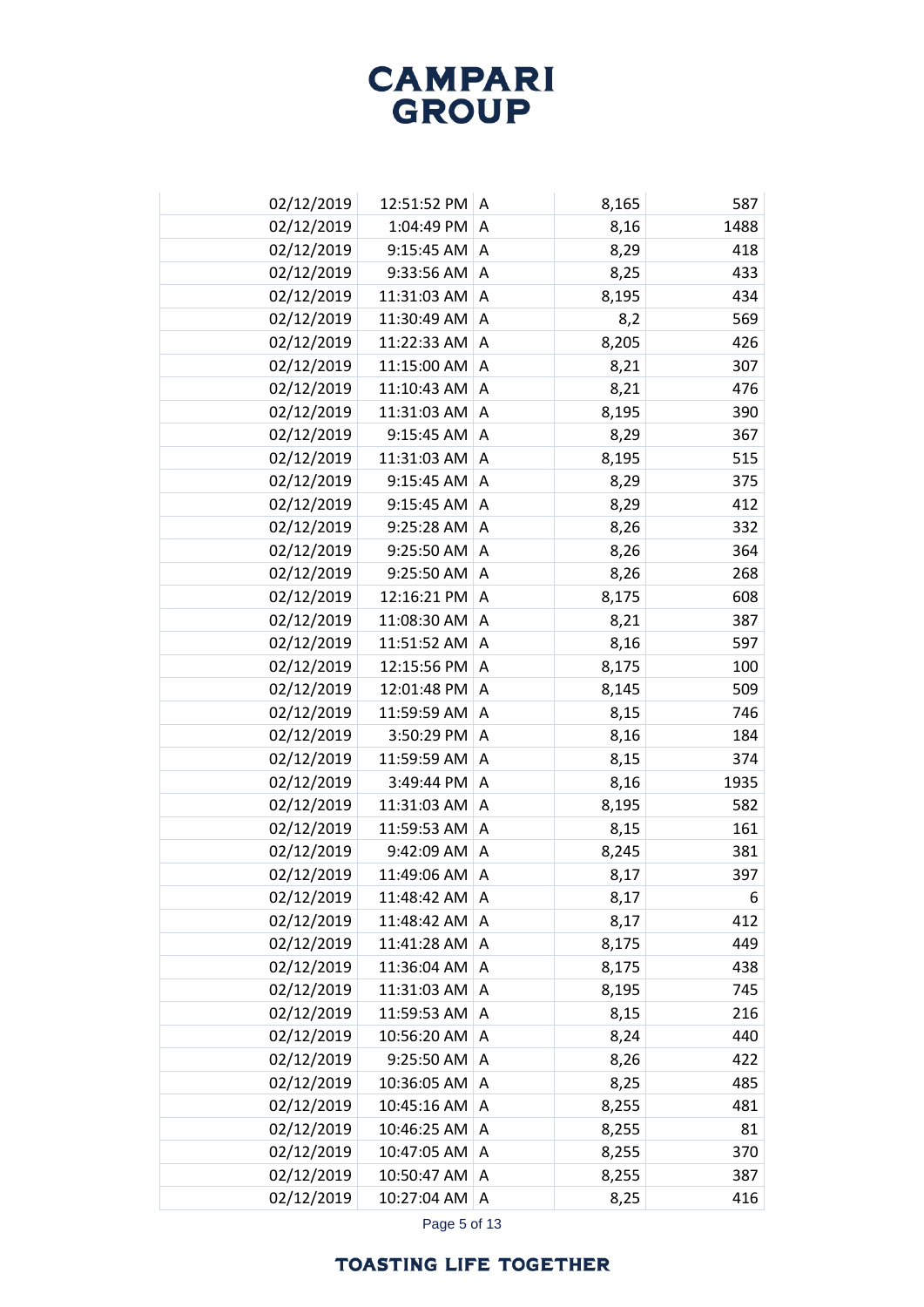# CAMPARI GROUP

| | | | | | |
|---|---|---|---|---|---|
| | 02/12/2019 | 12:51:52 PM | A | 8,165 | 587 |
| | 02/12/2019 | 1:04:49 PM | A | 8,16 | 1488 |
| | 02/12/2019 | 9:15:45 AM | A | 8,29 | 418 |
| | 02/12/2019 | 9:33:56 AM | A | 8,25 | 433 |
| | 02/12/2019 | 11:31:03 AM | A | 8,195 | 434 |
| | 02/12/2019 | 11:30:49 AM | A | 8,2 | 569 |
| | 02/12/2019 | 11:22:33 AM | A | 8,205 | 426 |
| | 02/12/2019 | 11:15:00 AM | A | 8,21 | 307 |
| | 02/12/2019 | 11:10:43 AM | A | 8,21 | 476 |
| | 02/12/2019 | 11:31:03 AM | A | 8,195 | 390 |
| | 02/12/2019 | 9:15:45 AM | A | 8,29 | 367 |
| | 02/12/2019 | 11:31:03 AM | A | 8,195 | 515 |
| | 02/12/2019 | 9:15:45 AM | A | 8,29 | 375 |
| | 02/12/2019 | 9:15:45 AM | A | 8,29 | 412 |
| | 02/12/2019 | 9:25:28 AM | A | 8,26 | 332 |
| | 02/12/2019 | 9:25:50 AM | A | 8,26 | 364 |
| | 02/12/2019 | 9:25:50 AM | A | 8,26 | 268 |
| | 02/12/2019 | 12:16:21 PM | A | 8,175 | 608 |
| | 02/12/2019 | 11:08:30 AM | A | 8,21 | 387 |
| | 02/12/2019 | 11:51:52 AM | A | 8,16 | 597 |
| | 02/12/2019 | 12:15:56 PM | A | 8,175 | 100 |
| | 02/12/2019 | 12:01:48 PM | A | 8,145 | 509 |
| | 02/12/2019 | 11:59:59 AM | A | 8,15 | 746 |
| | 02/12/2019 | 3:50:29 PM | A | 8,16 | 184 |
| | 02/12/2019 | 11:59:59 AM | A | 8,15 | 374 |
| | 02/12/2019 | 3:49:44 PM | A | 8,16 | 1935 |
| | 02/12/2019 | 11:31:03 AM | A | 8,195 | 582 |
| | 02/12/2019 | 11:59:53 AM | A | 8,15 | 161 |
| | 02/12/2019 | 9:42:09 AM | A | 8,245 | 381 |
| | 02/12/2019 | 11:49:06 AM | A | 8,17 | 397 |
| | 02/12/2019 | 11:48:42 AM | A | 8,17 | 6 |
| | 02/12/2019 | 11:48:42 AM | A | 8,17 | 412 |
| | 02/12/2019 | 11:41:28 AM | A | 8,175 | 449 |
| | 02/12/2019 | 11:36:04 AM | A | 8,175 | 438 |
| | 02/12/2019 | 11:31:03 AM | A | 8,195 | 745 |
| | 02/12/2019 | 11:59:53 AM | A | 8,15 | 216 |
| | 02/12/2019 | 10:56:20 AM | A | 8,24 | 440 |
| | 02/12/2019 | 9:25:50 AM | A | 8,26 | 422 |
| | 02/12/2019 | 10:36:05 AM | A | 8,25 | 485 |
| | 02/12/2019 | 10:45:16 AM | A | 8,255 | 481 |
| | 02/12/2019 | 10:46:25 AM | A | 8,255 | 81 |
| | 02/12/2019 | 10:47:05 AM | A | 8,255 | 370 |
| | 02/12/2019 | 10:50:47 AM | A | 8,255 | 387 |
| | 02/12/2019 | 10:27:04 AM | A | 8,25 | 416 |

TOASTING LIFE TOGETHER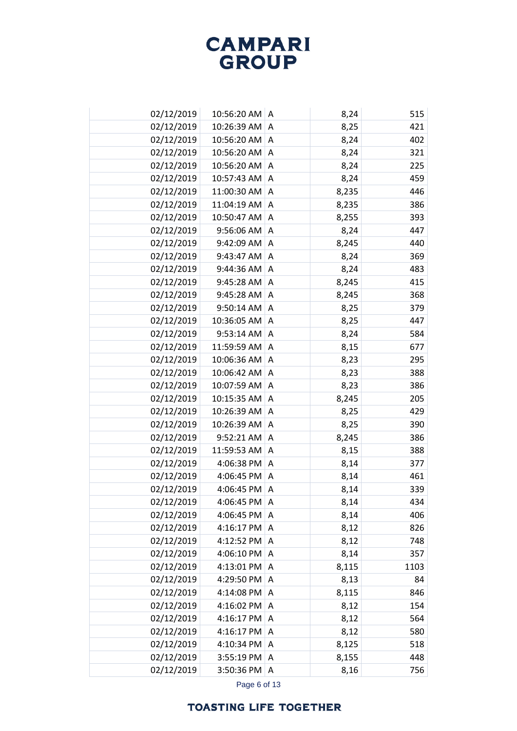| | | | | |
|---|---|---|---|---|
| 02/12/2019 | 10:56:20 AM | A | 8,24 | 515 |
| 02/12/2019 | 10:26:39 AM | A | 8,25 | 421 |
| 02/12/2019 | 10:56:20 AM | A | 8,24 | 402 |
| 02/12/2019 | 10:56:20 AM | A | 8,24 | 321 |
| 02/12/2019 | 10:56:20 AM | A | 8,24 | 225 |
| 02/12/2019 | 10:57:43 AM | A | 8,24 | 459 |
| 02/12/2019 | 11:00:30 AM | A | 8,235 | 446 |
| 02/12/2019 | 11:04:19 AM | A | 8,235 | 386 |
| 02/12/2019 | 10:50:47 AM | A | 8,255 | 393 |
| 02/12/2019 | 9:56:06 AM | A | 8,24 | 447 |
| 02/12/2019 | 9:42:09 AM | A | 8,245 | 440 |
| 02/12/2019 | 9:43:47 AM | A | 8,24 | 369 |
| 02/12/2019 | 9:44:36 AM | A | 8,24 | 483 |
| 02/12/2019 | 9:45:28 AM | A | 8,245 | 415 |
| 02/12/2019 | 9:45:28 AM | A | 8,245 | 368 |
| 02/12/2019 | 9:50:14 AM | A | 8,25 | 379 |
| 02/12/2019 | 10:36:05 AM | A | 8,25 | 447 |
| 02/12/2019 | 9:53:14 AM | A | 8,24 | 584 |
| 02/12/2019 | 11:59:59 AM | A | 8,15 | 677 |
| 02/12/2019 | 10:06:36 AM | A | 8,23 | 295 |
| 02/12/2019 | 10:06:42 AM | A | 8,23 | 388 |
| 02/12/2019 | 10:07:59 AM | A | 8,23 | 386 |
| 02/12/2019 | 10:15:35 AM | A | 8,245 | 205 |
| 02/12/2019 | 10:26:39 AM | A | 8,25 | 429 |
| 02/12/2019 | 10:26:39 AM | A | 8,25 | 390 |
| 02/12/2019 | 9:52:21 AM | A | 8,245 | 386 |
| 02/12/2019 | 11:59:53 AM | A | 8,15 | 388 |
| 02/12/2019 | 4:06:38 PM | A | 8,14 | 377 |
| 02/12/2019 | 4:06:45 PM | A | 8,14 | 461 |
| 02/12/2019 | 4:06:45 PM | A | 8,14 | 339 |
| 02/12/2019 | 4:06:45 PM | A | 8,14 | 434 |
| 02/12/2019 | 4:06:45 PM | A | 8,14 | 406 |
| 02/12/2019 | 4:16:17 PM | A | 8,12 | 826 |
| 02/12/2019 | 4:12:52 PM | A | 8,12 | 748 |
| 02/12/2019 | 4:06:10 PM | A | 8,14 | 357 |
| 02/12/2019 | 4:13:01 PM | A | 8,115 | 1103 |
| 02/12/2019 | 4:29:50 PM | A | 8,13 | 84 |
| 02/12/2019 | 4:14:08 PM | A | 8,115 | 846 |
| 02/12/2019 | 4:16:02 PM | A | 8,12 | 154 |
| 02/12/2019 | 4:16:17 PM | A | 8,12 | 564 |
| 02/12/2019 | 4:16:17 PM | A | 8,12 | 580 |
| 02/12/2019 | 4:10:34 PM | A | 8,125 | 518 |
| 02/12/2019 | 3:55:19 PM | A | 8,155 | 448 |
| 02/12/2019 | 3:50:36 PM | A | 8,16 | 756 |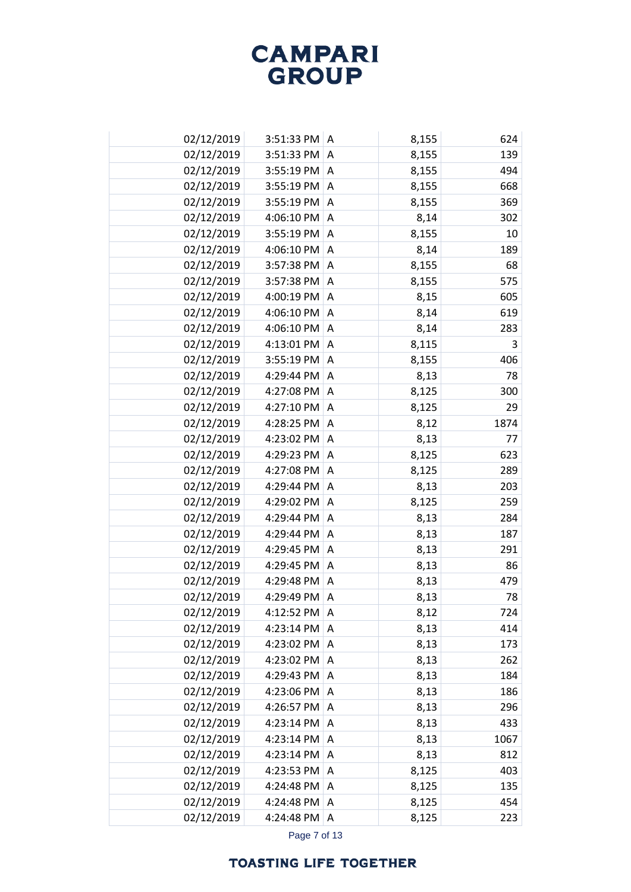| | | | | |
|---|---|---|---|---|
| 02/12/2019 | 3:51:33 PM | A | 8,155 | 624 |
| 02/12/2019 | 3:51:33 PM | A | 8,155 | 139 |
| 02/12/2019 | 3:55:19 PM | A | 8,155 | 494 |
| 02/12/2019 | 3:55:19 PM | A | 8,155 | 668 |
| 02/12/2019 | 3:55:19 PM | A | 8,155 | 369 |
| 02/12/2019 | 4:06:10 PM | A | 8,14 | 302 |
| 02/12/2019 | 3:55:19 PM | A | 8,155 | 10 |
| 02/12/2019 | 4:06:10 PM | A | 8,14 | 189 |
| 02/12/2019 | 3:57:38 PM | A | 8,155 | 68 |
| 02/12/2019 | 3:57:38 PM | A | 8,155 | 575 |
| 02/12/2019 | 4:00:19 PM | A | 8,15 | 605 |
| 02/12/2019 | 4:06:10 PM | A | 8,14 | 619 |
| 02/12/2019 | 4:06:10 PM | A | 8,14 | 283 |
| 02/12/2019 | 4:13:01 PM | A | 8,115 | 3 |
| 02/12/2019 | 3:55:19 PM | A | 8,155 | 406 |
| 02/12/2019 | 4:29:44 PM | A | 8,13 | 78 |
| 02/12/2019 | 4:27:08 PM | A | 8,125 | 300 |
| 02/12/2019 | 4:27:10 PM | A | 8,125 | 29 |
| 02/12/2019 | 4:28:25 PM | A | 8,12 | 1874 |
| 02/12/2019 | 4:23:02 PM | A | 8,13 | 77 |
| 02/12/2019 | 4:29:23 PM | A | 8,125 | 623 |
| 02/12/2019 | 4:27:08 PM | A | 8,125 | 289 |
| 02/12/2019 | 4:29:44 PM | A | 8,13 | 203 |
| 02/12/2019 | 4:29:02 PM | A | 8,125 | 259 |
| 02/12/2019 | 4:29:44 PM | A | 8,13 | 284 |
| 02/12/2019 | 4:29:44 PM | A | 8,13 | 187 |
| 02/12/2019 | 4:29:45 PM | A | 8,13 | 291 |
| 02/12/2019 | 4:29:45 PM | A | 8,13 | 86 |
| 02/12/2019 | 4:29:48 PM | A | 8,13 | 479 |
| 02/12/2019 | 4:29:49 PM | A | 8,13 | 78 |
| 02/12/2019 | 4:12:52 PM | A | 8,12 | 724 |
| 02/12/2019 | 4:23:14 PM | A | 8,13 | 414 |
| 02/12/2019 | 4:23:02 PM | A | 8,13 | 173 |
| 02/12/2019 | 4:23:02 PM | A | 8,13 | 262 |
| 02/12/2019 | 4:29:43 PM | A | 8,13 | 184 |
| 02/12/2019 | 4:23:06 PM | A | 8,13 | 186 |
| 02/12/2019 | 4:26:57 PM | A | 8,13 | 296 |
| 02/12/2019 | 4:23:14 PM | A | 8,13 | 433 |
| 02/12/2019 | 4:23:14 PM | A | 8,13 | 1067 |
| 02/12/2019 | 4:23:14 PM | A | 8,13 | 812 |
| 02/12/2019 | 4:23:53 PM | A | 8,125 | 403 |
| 02/12/2019 | 4:24:48 PM | A | 8,125 | 135 |
| 02/12/2019 | 4:24:48 PM | A | 8,125 | 454 |
| 02/12/2019 | 4:24:48 PM | A | 8,125 | 223 |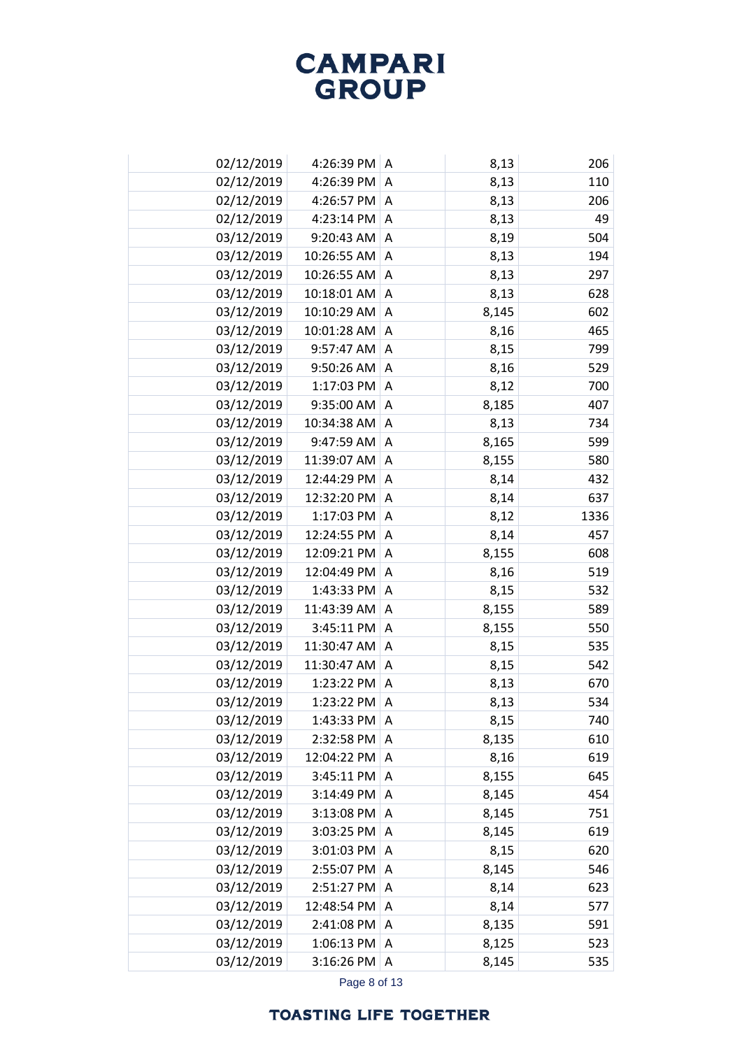| | | | | | |
|---|---|---|---|---|---|
| | 02/12/2019 | 4:26:39 PM | A | 8,13 | 206 |
| | 02/12/2019 | 4:26:39 PM | A | 8,13 | 110 |
| | 02/12/2019 | 4:26:57 PM | A | 8,13 | 206 |
| | 02/12/2019 | 4:23:14 PM | A | 8,13 | 49 |
| | 03/12/2019 | 9:20:43 AM | A | 8,19 | 504 |
| | 03/12/2019 | 10:26:55 AM | A | 8,13 | 194 |
| | 03/12/2019 | 10:26:55 AM | A | 8,13 | 297 |
| | 03/12/2019 | 10:18:01 AM | A | 8,13 | 628 |
| | 03/12/2019 | 10:10:29 AM | A | 8,145 | 602 |
| | 03/12/2019 | 10:01:28 AM | A | 8,16 | 465 |
| | 03/12/2019 | 9:57:47 AM | A | 8,15 | 799 |
| | 03/12/2019 | 9:50:26 AM | A | 8,16 | 529 |
| | 03/12/2019 | 1:17:03 PM | A | 8,12 | 700 |
| | 03/12/2019 | 9:35:00 AM | A | 8,185 | 407 |
| | 03/12/2019 | 10:34:38 AM | A | 8,13 | 734 |
| | 03/12/2019 | 9:47:59 AM | A | 8,165 | 599 |
| | 03/12/2019 | 11:39:07 AM | A | 8,155 | 580 |
| | 03/12/2019 | 12:44:29 PM | A | 8,14 | 432 |
| | 03/12/2019 | 12:32:20 PM | A | 8,14 | 637 |
| | 03/12/2019 | 1:17:03 PM | A | 8,12 | 1336 |
| | 03/12/2019 | 12:24:55 PM | A | 8,14 | 457 |
| | 03/12/2019 | 12:09:21 PM | A | 8,155 | 608 |
| | 03/12/2019 | 12:04:49 PM | A | 8,16 | 519 |
| | 03/12/2019 | 1:43:33 PM | A | 8,15 | 532 |
| | 03/12/2019 | 11:43:39 AM | A | 8,155 | 589 |
| | 03/12/2019 | 3:45:11 PM | A | 8,155 | 550 |
| | 03/12/2019 | 11:30:47 AM | A | 8,15 | 535 |
| | 03/12/2019 | 11:30:47 AM | A | 8,15 | 542 |
| | 03/12/2019 | 1:23:22 PM | A | 8,13 | 670 |
| | 03/12/2019 | 1:23:22 PM | A | 8,13 | 534 |
| | 03/12/2019 | 1:43:33 PM | A | 8,15 | 740 |
| | 03/12/2019 | 2:32:58 PM | A | 8,135 | 610 |
| | 03/12/2019 | 12:04:22 PM | A | 8,16 | 619 |
| | 03/12/2019 | 3:45:11 PM | A | 8,155 | 645 |
| | 03/12/2019 | 3:14:49 PM | A | 8,145 | 454 |
| | 03/12/2019 | 3:13:08 PM | A | 8,145 | 751 |
| | 03/12/2019 | 3:03:25 PM | A | 8,145 | 619 |
| | 03/12/2019 | 3:01:03 PM | A | 8,15 | 620 |
| | 03/12/2019 | 2:55:07 PM | A | 8,145 | 546 |
| | 03/12/2019 | 2:51:27 PM | A | 8,14 | 623 |
| | 03/12/2019 | 12:48:54 PM | A | 8,14 | 577 |
| | 03/12/2019 | 2:41:08 PM | A | 8,135 | 591 |
| | 03/12/2019 | 1:06:13 PM | A | 8,125 | 523 |
| | 03/12/2019 | 3:16:26 PM | A | 8,145 | 535 |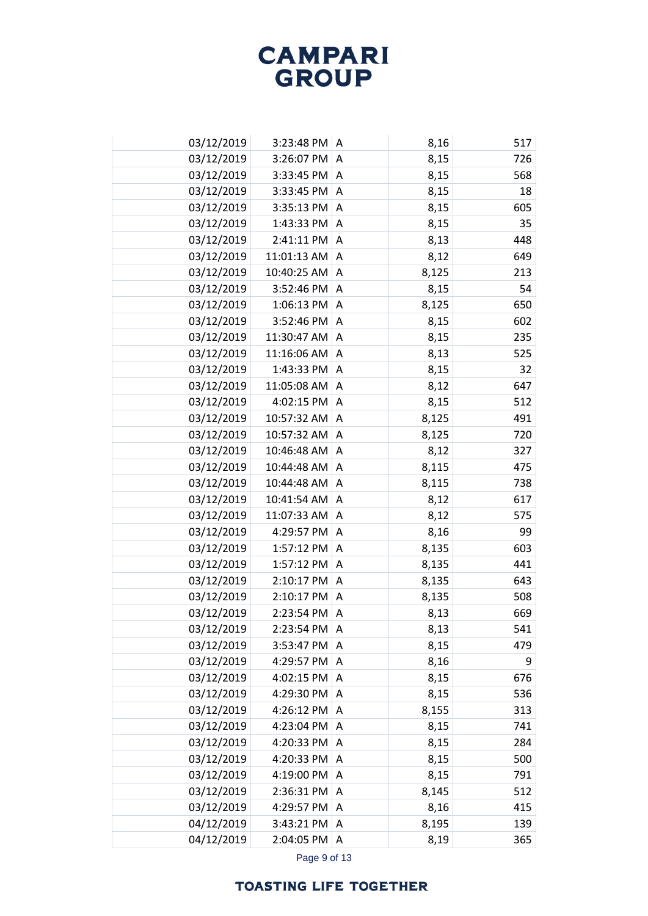# CAMPARI GROUP

| | | | | |
|---|---|---|---|---|
| 03/12/2019 | 3:23:48 PM | A | 8,16 | 517 |
| 03/12/2019 | 3:26:07 PM | A | 8,15 | 726 |
| 03/12/2019 | 3:33:45 PM | A | 8,15 | 568 |
| 03/12/2019 | 3:33:45 PM | A | 8,15 | 18 |
| 03/12/2019 | 3:35:13 PM | A | 8,15 | 605 |
| 03/12/2019 | 1:43:33 PM | A | 8,15 | 35 |
| 03/12/2019 | 2:41:11 PM | A | 8,13 | 448 |
| 03/12/2019 | 11:01:13 AM | A | 8,12 | 649 |
| 03/12/2019 | 10:40:25 AM | A | 8,125 | 213 |
| 03/12/2019 | 3:52:46 PM | A | 8,15 | 54 |
| 03/12/2019 | 1:06:13 PM | A | 8,125 | 650 |
| 03/12/2019 | 3:52:46 PM | A | 8,15 | 602 |
| 03/12/2019 | 11:30:47 AM | A | 8,15 | 235 |
| 03/12/2019 | 11:16:06 AM | A | 8,13 | 525 |
| 03/12/2019 | 1:43:33 PM | A | 8,15 | 32 |
| 03/12/2019 | 11:05:08 AM | A | 8,12 | 647 |
| 03/12/2019 | 4:02:15 PM | A | 8,15 | 512 |
| 03/12/2019 | 10:57:32 AM | A | 8,125 | 491 |
| 03/12/2019 | 10:57:32 AM | A | 8,125 | 720 |
| 03/12/2019 | 10:46:48 AM | A | 8,12 | 327 |
| 03/12/2019 | 10:44:48 AM | A | 8,115 | 475 |
| 03/12/2019 | 10:44:48 AM | A | 8,115 | 738 |
| 03/12/2019 | 10:41:54 AM | A | 8,12 | 617 |
| 03/12/2019 | 11:07:33 AM | A | 8,12 | 575 |
| 03/12/2019 | 4:29:57 PM | A | 8,16 | 99 |
| 03/12/2019 | 1:57:12 PM | A | 8,135 | 603 |
| 03/12/2019 | 1:57:12 PM | A | 8,135 | 441 |
| 03/12/2019 | 2:10:17 PM | A | 8,135 | 643 |
| 03/12/2019 | 2:10:17 PM | A | 8,135 | 508 |
| 03/12/2019 | 2:23:54 PM | A | 8,13 | 669 |
| 03/12/2019 | 2:23:54 PM | A | 8,13 | 541 |
| 03/12/2019 | 3:53:47 PM | A | 8,15 | 479 |
| 03/12/2019 | 4:29:57 PM | A | 8,16 | 9 |
| 03/12/2019 | 4:02:15 PM | A | 8,15 | 676 |
| 03/12/2019 | 4:29:30 PM | A | 8,15 | 536 |
| 03/12/2019 | 4:26:12 PM | A | 8,155 | 313 |
| 03/12/2019 | 4:23:04 PM | A | 8,15 | 741 |
| 03/12/2019 | 4:20:33 PM | A | 8,15 | 284 |
| 03/12/2019 | 4:20:33 PM | A | 8,15 | 500 |
| 03/12/2019 | 4:19:00 PM | A | 8,15 | 791 |
| 03/12/2019 | 2:36:31 PM | A | 8,145 | 512 |
| 03/12/2019 | 4:29:57 PM | A | 8,16 | 415 |
| 04/12/2019 | 3:43:21 PM | A | 8,195 | 139 |
| 04/12/2019 | 2:04:05 PM | A | 8,19 | 365 |

TOASTING LIFE TOGETHER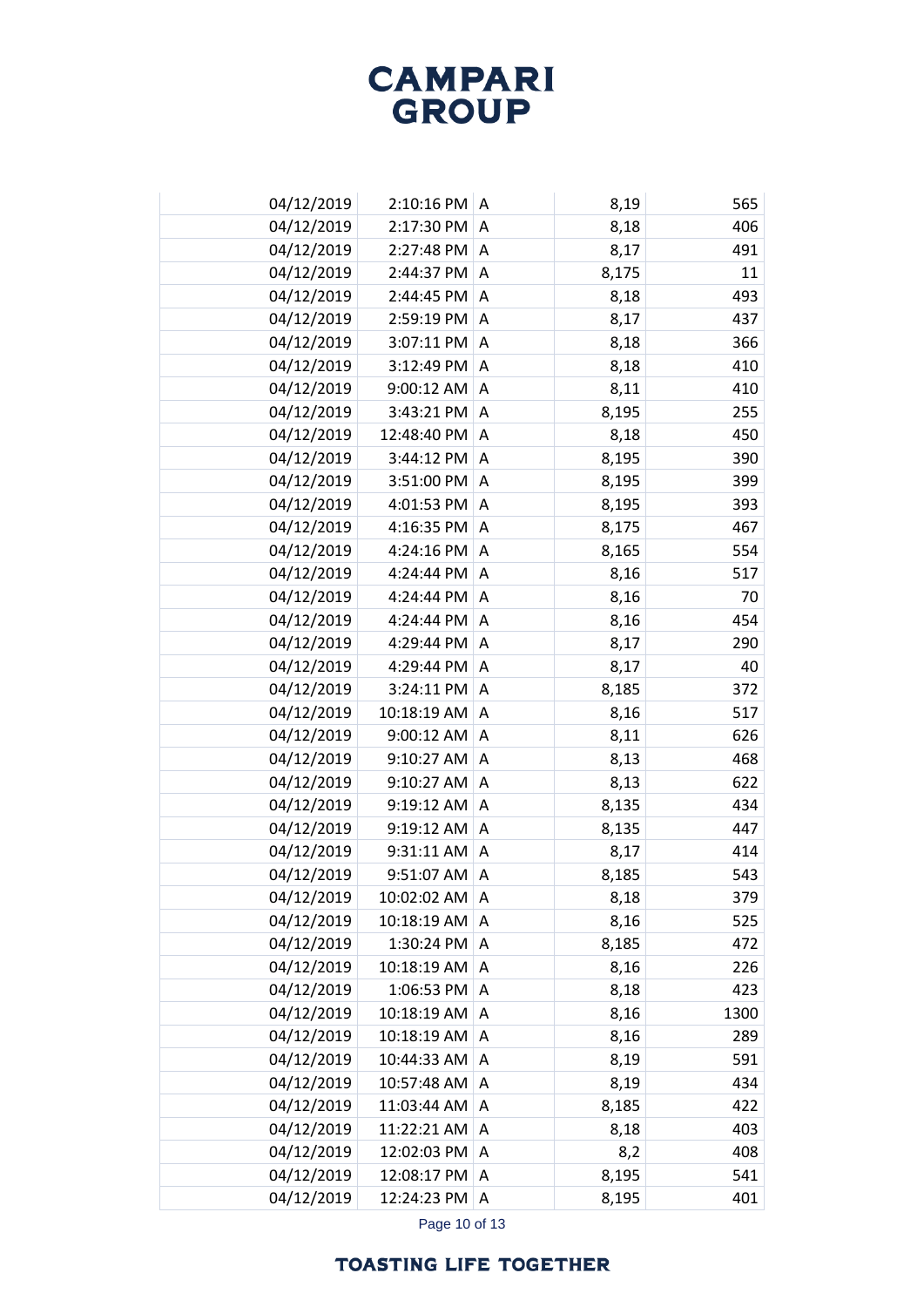|  |  |  |  |  |  |
|---|---|---|---|---|---|
|  | 04/12/2019 | 2:10:16 PM | A | 8,19 | 565 |
|  | 04/12/2019 | 2:17:30 PM | A | 8,18 | 406 |
|  | 04/12/2019 | 2:27:48 PM | A | 8,17 | 491 |
|  | 04/12/2019 | 2:44:37 PM | A | 8,175 | 11 |
|  | 04/12/2019 | 2:44:45 PM | A | 8,18 | 493 |
|  | 04/12/2019 | 2:59:19 PM | A | 8,17 | 437 |
|  | 04/12/2019 | 3:07:11 PM | A | 8,18 | 366 |
|  | 04/12/2019 | 3:12:49 PM | A | 8,18 | 410 |
|  | 04/12/2019 | 9:00:12 AM | A | 8,11 | 410 |
|  | 04/12/2019 | 3:43:21 PM | A | 8,195 | 255 |
|  | 04/12/2019 | 12:48:40 PM | A | 8,18 | 450 |
|  | 04/12/2019 | 3:44:12 PM | A | 8,195 | 390 |
|  | 04/12/2019 | 3:51:00 PM | A | 8,195 | 399 |
|  | 04/12/2019 | 4:01:53 PM | A | 8,195 | 393 |
|  | 04/12/2019 | 4:16:35 PM | A | 8,175 | 467 |
|  | 04/12/2019 | 4:24:16 PM | A | 8,165 | 554 |
|  | 04/12/2019 | 4:24:44 PM | A | 8,16 | 517 |
|  | 04/12/2019 | 4:24:44 PM | A | 8,16 | 70 |
|  | 04/12/2019 | 4:24:44 PM | A | 8,16 | 454 |
|  | 04/12/2019 | 4:29:44 PM | A | 8,17 | 290 |
|  | 04/12/2019 | 4:29:44 PM | A | 8,17 | 40 |
|  | 04/12/2019 | 3:24:11 PM | A | 8,185 | 372 |
|  | 04/12/2019 | 10:18:19 AM | A | 8,16 | 517 |
|  | 04/12/2019 | 9:00:12 AM | A | 8,11 | 626 |
|  | 04/12/2019 | 9:10:27 AM | A | 8,13 | 468 |
|  | 04/12/2019 | 9:10:27 AM | A | 8,13 | 622 |
|  | 04/12/2019 | 9:19:12 AM | A | 8,135 | 434 |
|  | 04/12/2019 | 9:19:12 AM | A | 8,135 | 447 |
|  | 04/12/2019 | 9:31:11 AM | A | 8,17 | 414 |
|  | 04/12/2019 | 9:51:07 AM | A | 8,185 | 543 |
|  | 04/12/2019 | 10:02:02 AM | A | 8,18 | 379 |
|  | 04/12/2019 | 10:18:19 AM | A | 8,16 | 525 |
|  | 04/12/2019 | 1:30:24 PM | A | 8,185 | 472 |
|  | 04/12/2019 | 10:18:19 AM | A | 8,16 | 226 |
|  | 04/12/2019 | 1:06:53 PM | A | 8,18 | 423 |
|  | 04/12/2019 | 10:18:19 AM | A | 8,16 | 1300 |
|  | 04/12/2019 | 10:18:19 AM | A | 8,16 | 289 |
|  | 04/12/2019 | 10:44:33 AM | A | 8,19 | 591 |
|  | 04/12/2019 | 10:57:48 AM | A | 8,19 | 434 |
|  | 04/12/2019 | 11:03:44 AM | A | 8,185 | 422 |
|  | 04/12/2019 | 11:22:21 AM | A | 8,18 | 403 |
|  | 04/12/2019 | 12:02:03 PM | A | 8,2 | 408 |
|  | 04/12/2019 | 12:08:17 PM | A | 8,195 | 541 |
|  | 04/12/2019 | 12:24:23 PM | A | 8,195 | 401 |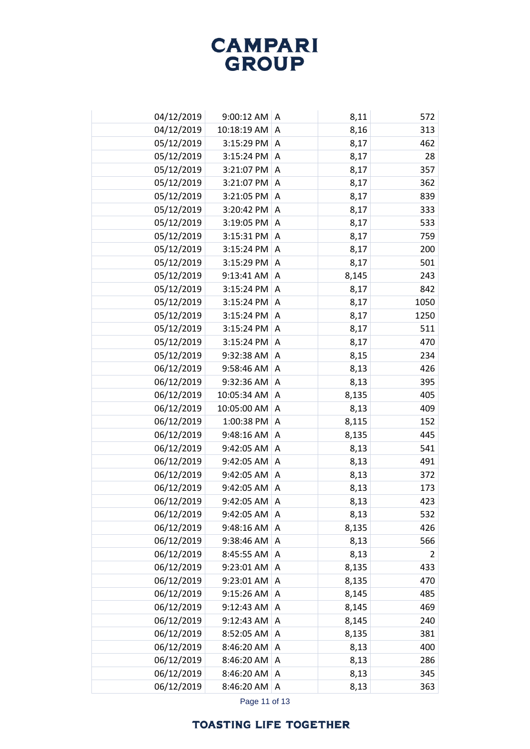| | | | | |
|---|---|---|---|---|
| 04/12/2019 | 9:00:12 AM | A | 8,11 | 572 |
| 04/12/2019 | 10:18:19 AM | A | 8,16 | 313 |
| 05/12/2019 | 3:15:29 PM | A | 8,17 | 462 |
| 05/12/2019 | 3:15:24 PM | A | 8,17 | 28 |
| 05/12/2019 | 3:21:07 PM | A | 8,17 | 357 |
| 05/12/2019 | 3:21:07 PM | A | 8,17 | 362 |
| 05/12/2019 | 3:21:05 PM | A | 8,17 | 839 |
| 05/12/2019 | 3:20:42 PM | A | 8,17 | 333 |
| 05/12/2019 | 3:19:05 PM | A | 8,17 | 533 |
| 05/12/2019 | 3:15:31 PM | A | 8,17 | 759 |
| 05/12/2019 | 3:15:24 PM | A | 8,17 | 200 |
| 05/12/2019 | 3:15:29 PM | A | 8,17 | 501 |
| 05/12/2019 | 9:13:41 AM | A | 8,145 | 243 |
| 05/12/2019 | 3:15:24 PM | A | 8,17 | 842 |
| 05/12/2019 | 3:15:24 PM | A | 8,17 | 1050 |
| 05/12/2019 | 3:15:24 PM | A | 8,17 | 1250 |
| 05/12/2019 | 3:15:24 PM | A | 8,17 | 511 |
| 05/12/2019 | 3:15:24 PM | A | 8,17 | 470 |
| 05/12/2019 | 9:32:38 AM | A | 8,15 | 234 |
| 06/12/2019 | 9:58:46 AM | A | 8,13 | 426 |
| 06/12/2019 | 9:32:36 AM | A | 8,13 | 395 |
| 06/12/2019 | 10:05:34 AM | A | 8,135 | 405 |
| 06/12/2019 | 10:05:00 AM | A | 8,13 | 409 |
| 06/12/2019 | 1:00:38 PM | A | 8,115 | 152 |
| 06/12/2019 | 9:48:16 AM | A | 8,135 | 445 |
| 06/12/2019 | 9:42:05 AM | A | 8,13 | 541 |
| 06/12/2019 | 9:42:05 AM | A | 8,13 | 491 |
| 06/12/2019 | 9:42:05 AM | A | 8,13 | 372 |
| 06/12/2019 | 9:42:05 AM | A | 8,13 | 173 |
| 06/12/2019 | 9:42:05 AM | A | 8,13 | 423 |
| 06/12/2019 | 9:42:05 AM | A | 8,13 | 532 |
| 06/12/2019 | 9:48:16 AM | A | 8,135 | 426 |
| 06/12/2019 | 9:38:46 AM | A | 8,13 | 566 |
| 06/12/2019 | 8:45:55 AM | A | 8,13 | 2 |
| 06/12/2019 | 9:23:01 AM | A | 8,135 | 433 |
| 06/12/2019 | 9:23:01 AM | A | 8,135 | 470 |
| 06/12/2019 | 9:15:26 AM | A | 8,145 | 485 |
| 06/12/2019 | 9:12:43 AM | A | 8,145 | 469 |
| 06/12/2019 | 9:12:43 AM | A | 8,145 | 240 |
| 06/12/2019 | 8:52:05 AM | A | 8,135 | 381 |
| 06/12/2019 | 8:46:20 AM | A | 8,13 | 400 |
| 06/12/2019 | 8:46:20 AM | A | 8,13 | 286 |
| 06/12/2019 | 8:46:20 AM | A | 8,13 | 345 |
| 06/12/2019 | 8:46:20 AM | A | 8,13 | 363 |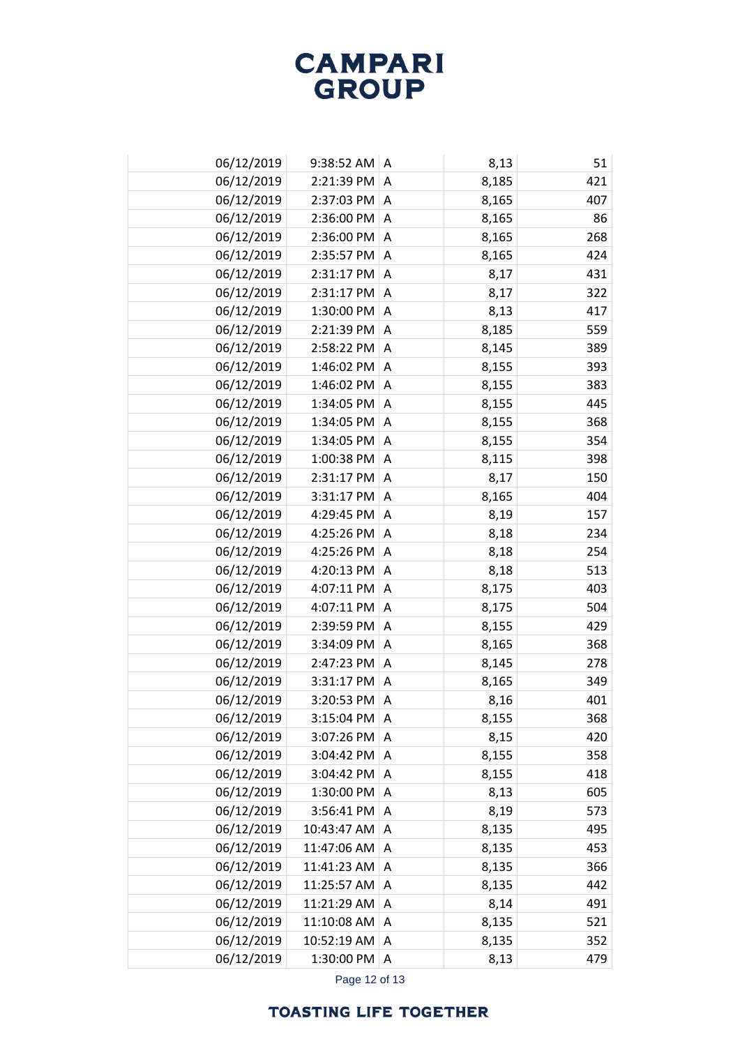| | | | | |
|---|---|---|---|---|
| 06/12/2019 | 9:38:52 AM | A | 8,13 | 51 |
| 06/12/2019 | 2:21:39 PM | A | 8,185 | 421 |
| 06/12/2019 | 2:37:03 PM | A | 8,165 | 407 |
| 06/12/2019 | 2:36:00 PM | A | 8,165 | 86 |
| 06/12/2019 | 2:36:00 PM | A | 8,165 | 268 |
| 06/12/2019 | 2:35:57 PM | A | 8,165 | 424 |
| 06/12/2019 | 2:31:17 PM | A | 8,17 | 431 |
| 06/12/2019 | 2:31:17 PM | A | 8,17 | 322 |
| 06/12/2019 | 1:30:00 PM | A | 8,13 | 417 |
| 06/12/2019 | 2:21:39 PM | A | 8,185 | 559 |
| 06/12/2019 | 2:58:22 PM | A | 8,145 | 389 |
| 06/12/2019 | 1:46:02 PM | A | 8,155 | 393 |
| 06/12/2019 | 1:46:02 PM | A | 8,155 | 383 |
| 06/12/2019 | 1:34:05 PM | A | 8,155 | 445 |
| 06/12/2019 | 1:34:05 PM | A | 8,155 | 368 |
| 06/12/2019 | 1:34:05 PM | A | 8,155 | 354 |
| 06/12/2019 | 1:00:38 PM | A | 8,115 | 398 |
| 06/12/2019 | 2:31:17 PM | A | 8,17 | 150 |
| 06/12/2019 | 3:31:17 PM | A | 8,165 | 404 |
| 06/12/2019 | 4:29:45 PM | A | 8,19 | 157 |
| 06/12/2019 | 4:25:26 PM | A | 8,18 | 234 |
| 06/12/2019 | 4:25:26 PM | A | 8,18 | 254 |
| 06/12/2019 | 4:20:13 PM | A | 8,18 | 513 |
| 06/12/2019 | 4:07:11 PM | A | 8,175 | 403 |
| 06/12/2019 | 4:07:11 PM | A | 8,175 | 504 |
| 06/12/2019 | 2:39:59 PM | A | 8,155 | 429 |
| 06/12/2019 | 3:34:09 PM | A | 8,165 | 368 |
| 06/12/2019 | 2:47:23 PM | A | 8,145 | 278 |
| 06/12/2019 | 3:31:17 PM | A | 8,165 | 349 |
| 06/12/2019 | 3:20:53 PM | A | 8,16 | 401 |
| 06/12/2019 | 3:15:04 PM | A | 8,155 | 368 |
| 06/12/2019 | 3:07:26 PM | A | 8,15 | 420 |
| 06/12/2019 | 3:04:42 PM | A | 8,155 | 358 |
| 06/12/2019 | 3:04:42 PM | A | 8,155 | 418 |
| 06/12/2019 | 1:30:00 PM | A | 8,13 | 605 |
| 06/12/2019 | 3:56:41 PM | A | 8,19 | 573 |
| 06/12/2019 | 10:43:47 AM | A | 8,135 | 495 |
| 06/12/2019 | 11:47:06 AM | A | 8,135 | 453 |
| 06/12/2019 | 11:41:23 AM | A | 8,135 | 366 |
| 06/12/2019 | 11:25:57 AM | A | 8,135 | 442 |
| 06/12/2019 | 11:21:29 AM | A | 8,14 | 491 |
| 06/12/2019 | 11:10:08 AM | A | 8,135 | 521 |
| 06/12/2019 | 10:52:19 AM | A | 8,135 | 352 |
| 06/12/2019 | 1:30:00 PM | A | 8,13 | 479 |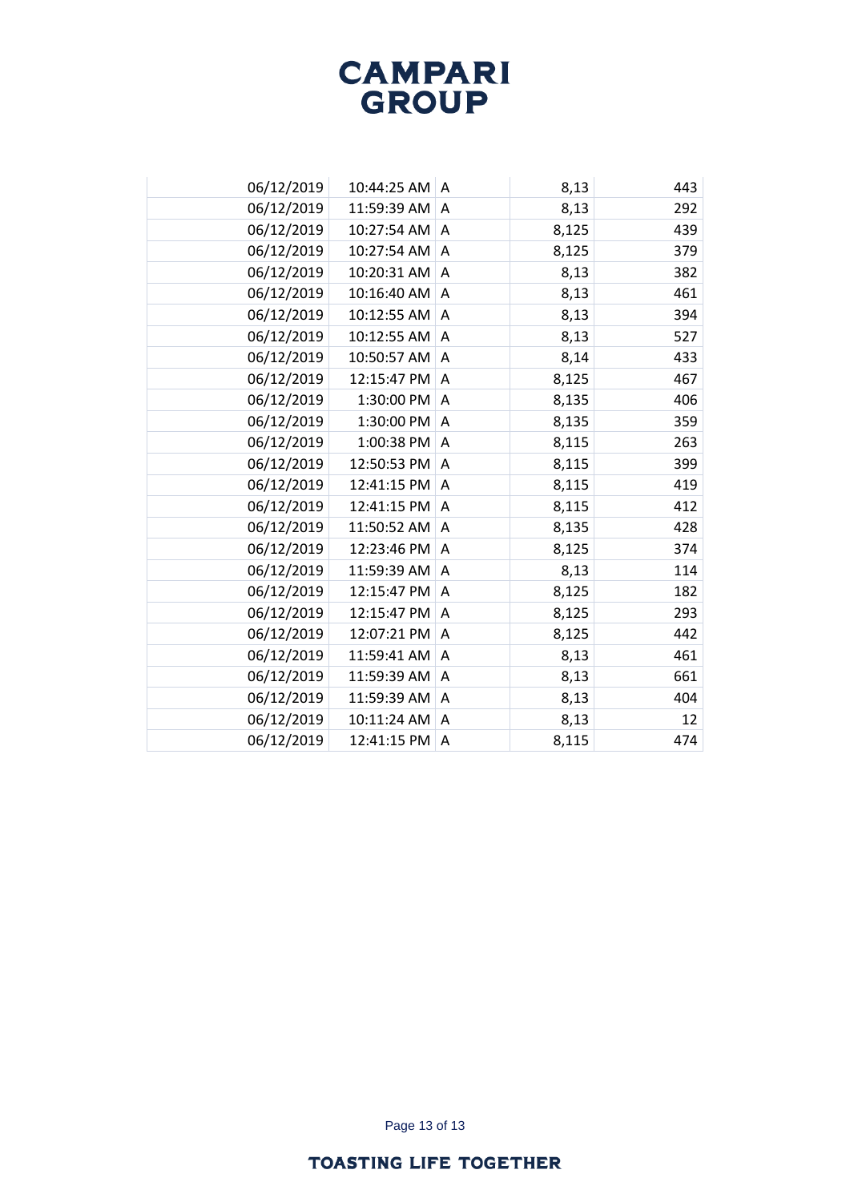| | | | | |
|---|---|---|---|---|
| 06/12/2019 | 10:44:25 AM | A | 8,13 | 443 |
| 06/12/2019 | 11:59:39 AM | A | 8,13 | 292 |
| 06/12/2019 | 10:27:54 AM | A | 8,125 | 439 |
| 06/12/2019 | 10:27:54 AM | A | 8,125 | 379 |
| 06/12/2019 | 10:20:31 AM | A | 8,13 | 382 |
| 06/12/2019 | 10:16:40 AM | A | 8,13 | 461 |
| 06/12/2019 | 10:12:55 AM | A | 8,13 | 394 |
| 06/12/2019 | 10:12:55 AM | A | 8,13 | 527 |
| 06/12/2019 | 10:50:57 AM | A | 8,14 | 433 |
| 06/12/2019 | 12:15:47 PM | A | 8,125 | 467 |
| 06/12/2019 | 1:30:00 PM | A | 8,135 | 406 |
| 06/12/2019 | 1:30:00 PM | A | 8,135 | 359 |
| 06/12/2019 | 1:00:38 PM | A | 8,115 | 263 |
| 06/12/2019 | 12:50:53 PM | A | 8,115 | 399 |
| 06/12/2019 | 12:41:15 PM | A | 8,115 | 419 |
| 06/12/2019 | 12:41:15 PM | A | 8,115 | 412 |
| 06/12/2019 | 11:50:52 AM | A | 8,135 | 428 |
| 06/12/2019 | 12:23:46 PM | A | 8,125 | 374 |
| 06/12/2019 | 11:59:39 AM | A | 8,13 | 114 |
| 06/12/2019 | 12:15:47 PM | A | 8,125 | 182 |
| 06/12/2019 | 12:15:47 PM | A | 8,125 | 293 |
| 06/12/2019 | 12:07:21 PM | A | 8,125 | 442 |
| 06/12/2019 | 11:59:41 AM | A | 8,13 | 461 |
| 06/12/2019 | 11:59:39 AM | A | 8,13 | 661 |
| 06/12/2019 | 11:59:39 AM | A | 8,13 | 404 |
| 06/12/2019 | 10:11:24 AM | A | 8,13 | 12 |
| 06/12/2019 | 12:41:15 PM | A | 8,115 | 474 |